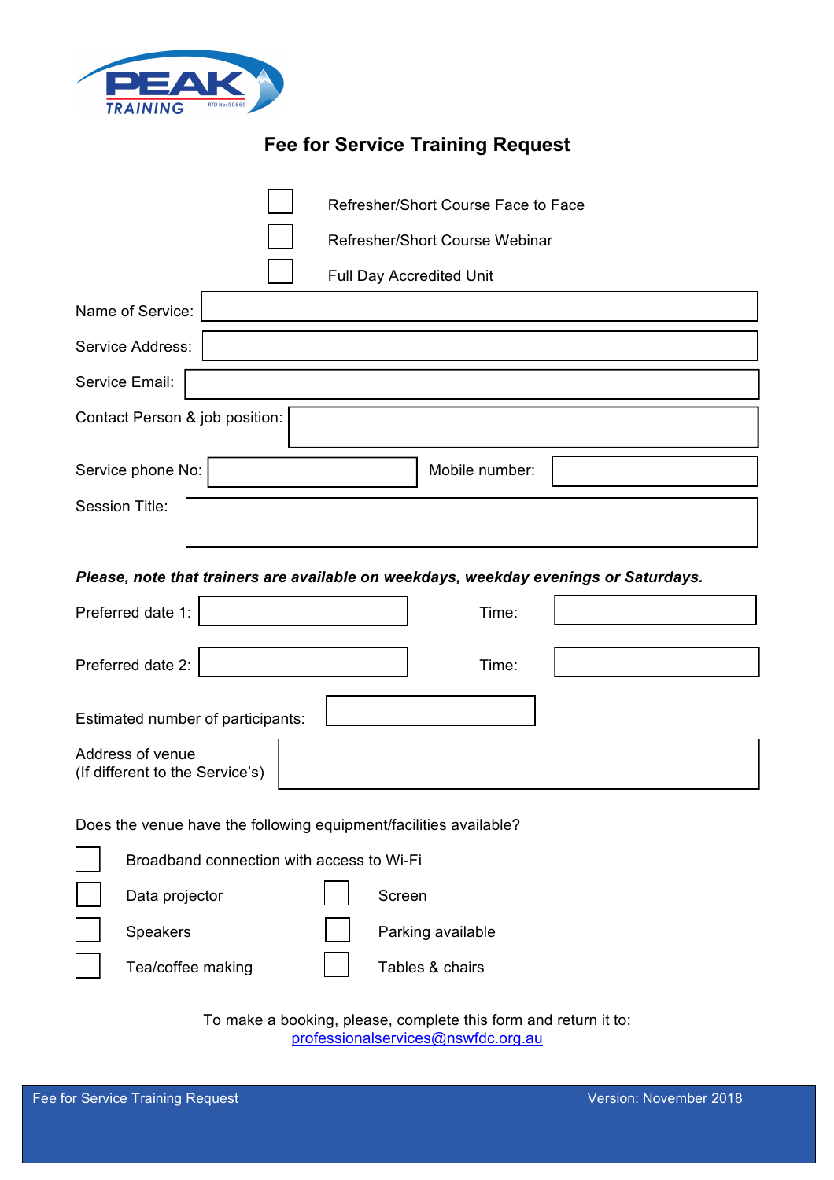PEAK TRAINING RTO No: 90869

# Fee for Service Training Request

- [ ] Refresher/Short Course Face to Face
- [ ] Refresher/Short Course Webinar
- [ ] Full Day Accredited Unit

Name of Service:

Service Address:

Service Email:

Contact Person & job position:

Service phone No: | Mobile number:

Session Title:

***Please, note that trainers are available on weekdays, weekday evenings or Saturdays.***

Preferred date 1: | Time:

Preferred date 2: | Time:

Estimated number of participants:

Address of venue
(If different to the Service's)

Does the venue have the following equipment/facilities available?

- [ ] Broadband connection with access to Wi-Fi
- [ ] Data projector
- [ ] Screen
- [ ] Speakers
- [ ] Parking available
- [ ] Tea/coffee making
- [ ] Tables & chairs

To make a booking, please, complete this form and return it to:
professionalservices@nswfdc.org.au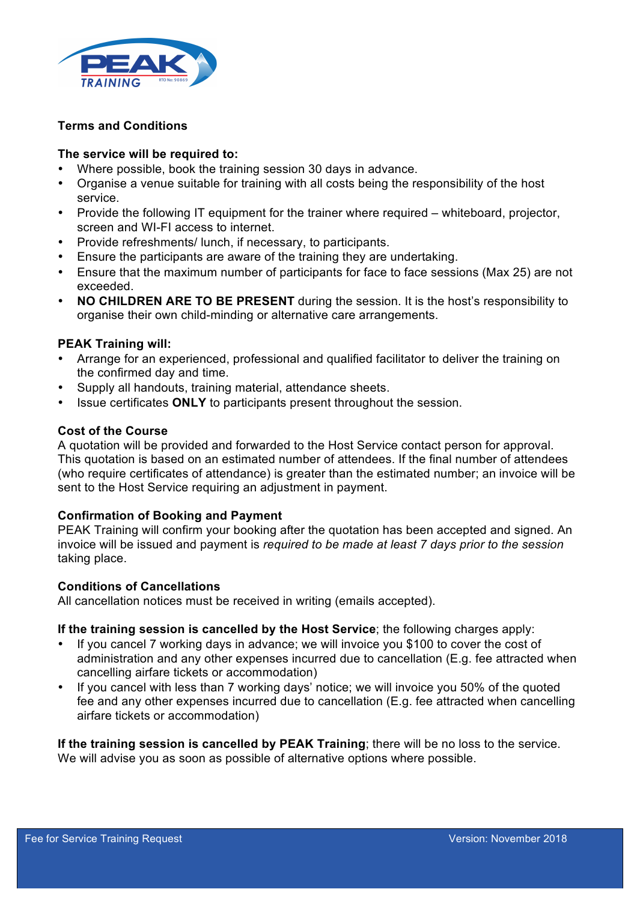**Terms and Conditions**

**The service will be required to:**

- Where possible, book the training session 30 days in advance.
- Organise a venue suitable for training with all costs being the responsibility of the host service.
- Provide the following IT equipment for the trainer where required – whiteboard, projector, screen and WI-FI access to internet.
- Provide refreshments/ lunch, if necessary, to participants.
- Ensure the participants are aware of the training they are undertaking.
- Ensure that the maximum number of participants for face to face sessions (Max 25) are not exceeded.
- **NO CHILDREN ARE TO BE PRESENT** during the session. It is the host's responsibility to organise their own child-minding or alternative care arrangements.

**PEAK Training will:**

- Arrange for an experienced, professional and qualified facilitator to deliver the training on the confirmed day and time.
- Supply all handouts, training material, attendance sheets.
- Issue certificates **ONLY** to participants present throughout the session.

**Cost of the Course**

A quotation will be provided and forwarded to the Host Service contact person for approval. This quotation is based on an estimated number of attendees. If the final number of attendees (who require certificates of attendance) is greater than the estimated number; an invoice will be sent to the Host Service requiring an adjustment in payment.

**Confirmation of Booking and Payment**

PEAK Training will confirm your booking after the quotation has been accepted and signed. An invoice will be issued and payment is *required to be made at least 7 days prior to the session* taking place.

**Conditions of Cancellations**

All cancellation notices must be received in writing (emails accepted).

**If the training session is cancelled by the Host Service**; the following charges apply:

- If you cancel 7 working days in advance; we will invoice you $100 to cover the cost of administration and any other expenses incurred due to cancellation (E.g. fee attracted when cancelling airfare tickets or accommodation)
- If you cancel with less than 7 working days' notice; we will invoice you 50% of the quoted fee and any other expenses incurred due to cancellation (E.g. fee attracted when cancelling airfare tickets or accommodation)

**If the training session is cancelled by PEAK Training**; there will be no loss to the service. We will advise you as soon as possible of alternative options where possible.